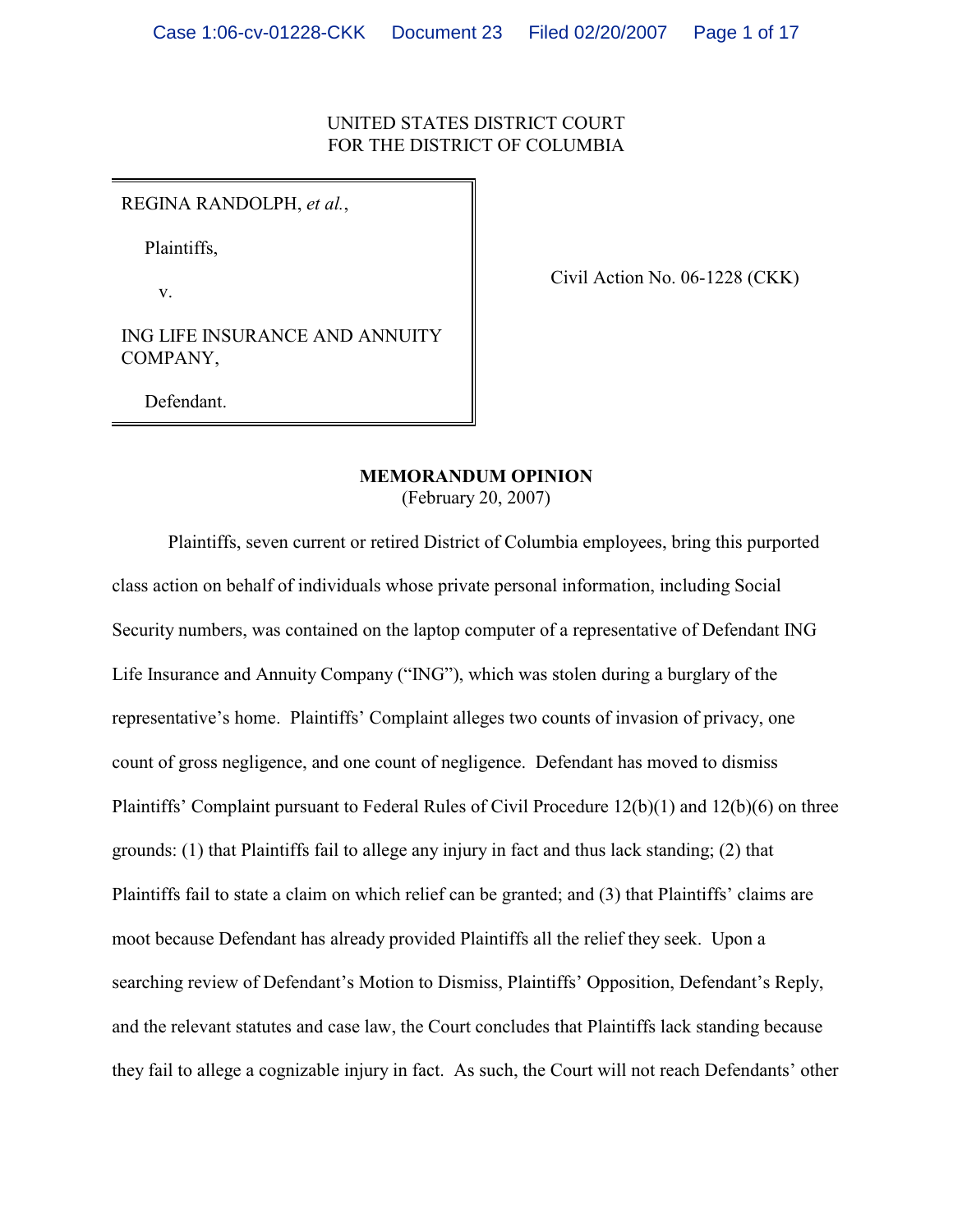UNITED STATES DISTRICT COURT
FOR THE DISTRICT OF COLUMBIA

| | |
|---|---|
| REGINA RANDOLPH, *et al.*,<br><br>Plaintiffs,<br><br>v.<br><br>ING LIFE INSURANCE AND ANNUITY COMPANY,<br><br>Defendant. | Civil Action No. 06-1228 (CKK) |

**MEMORANDUM OPINION**
(February 20, 2007)

Plaintiffs, seven current or retired District of Columbia employees, bring this purported class action on behalf of individuals whose private personal information, including Social Security numbers, was contained on the laptop computer of a representative of Defendant ING Life Insurance and Annuity Company ("ING"), which was stolen during a burglary of the representative's home. Plaintiffs' Complaint alleges two counts of invasion of privacy, one count of gross negligence, and one count of negligence. Defendant has moved to dismiss Plaintiffs' Complaint pursuant to Federal Rules of Civil Procedure 12(b)(1) and 12(b)(6) on three grounds: (1) that Plaintiffs fail to allege any injury in fact and thus lack standing; (2) that Plaintiffs fail to state a claim on which relief can be granted; and (3) that Plaintiffs' claims are moot because Defendant has already provided Plaintiffs all the relief they seek. Upon a searching review of Defendant's Motion to Dismiss, Plaintiffs' Opposition, Defendant's Reply, and the relevant statutes and case law, the Court concludes that Plaintiffs lack standing because they fail to allege a cognizable injury in fact. As such, the Court will not reach Defendants' other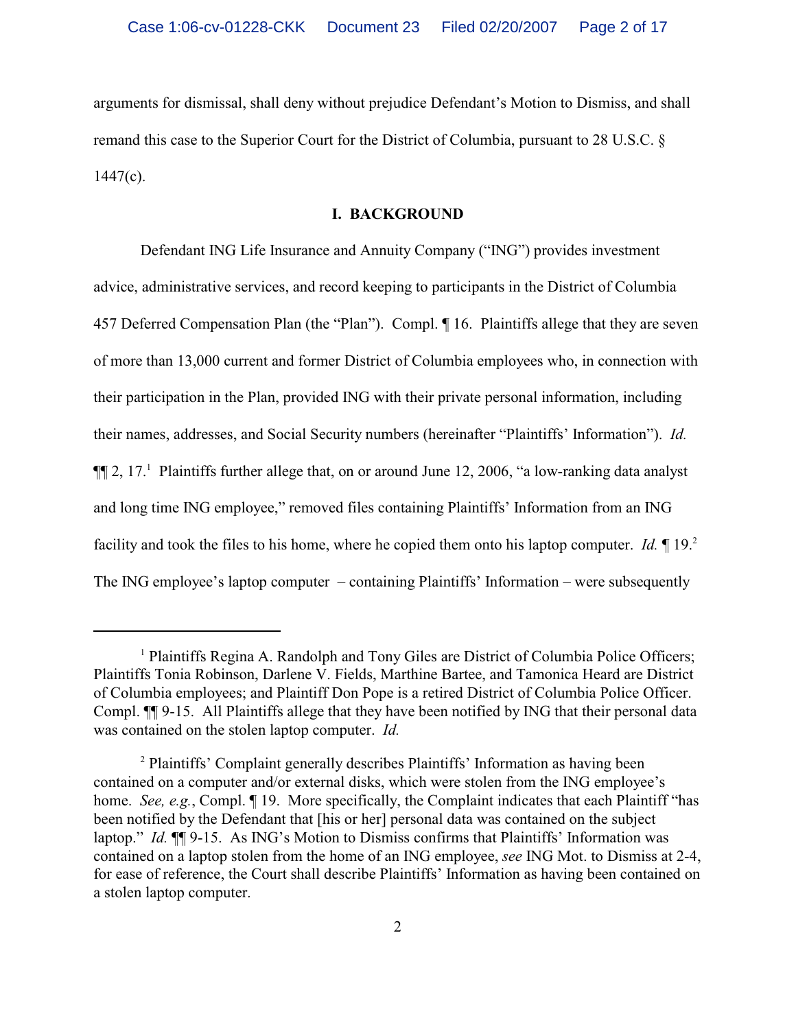arguments for dismissal, shall deny without prejudice Defendant's Motion to Dismiss, and shall remand this case to the Superior Court for the District of Columbia, pursuant to 28 U.S.C. § 1447(c).

## I. BACKGROUND

Defendant ING Life Insurance and Annuity Company ("ING") provides investment advice, administrative services, and record keeping to participants in the District of Columbia 457 Deferred Compensation Plan (the "Plan"). Compl. ¶ 16. Plaintiffs allege that they are seven of more than 13,000 current and former District of Columbia employees who, in connection with their participation in the Plan, provided ING with their private personal information, including their names, addresses, and Social Security numbers (hereinafter "Plaintiffs' Information"). *Id.* ¶¶ 2, 17.[1] Plaintiffs further allege that, on or around June 12, 2006, "a low-ranking data analyst and long time ING employee," removed files containing Plaintiffs' Information from an ING facility and took the files to his home, where he copied them onto his laptop computer. *Id.* ¶ 19.[2] The ING employee's laptop computer – containing Plaintiffs' Information – were subsequently

---

[1] Plaintiffs Regina A. Randolph and Tony Giles are District of Columbia Police Officers; Plaintiffs Tonia Robinson, Darlene V. Fields, Marthine Bartee, and Tamonica Heard are District of Columbia employees; and Plaintiff Don Pope is a retired District of Columbia Police Officer. Compl. ¶¶ 9-15. All Plaintiffs allege that they have been notified by ING that their personal data was contained on the stolen laptop computer. *Id.*

[2] Plaintiffs' Complaint generally describes Plaintiffs' Information as having been contained on a computer and/or external disks, which were stolen from the ING employee's home. *See, e.g.*, Compl. ¶ 19. More specifically, the Complaint indicates that each Plaintiff "has been notified by the Defendant that [his or her] personal data was contained on the subject laptop." *Id.* ¶¶ 9-15. As ING's Motion to Dismiss confirms that Plaintiffs' Information was contained on a laptop stolen from the home of an ING employee, *see* ING Mot. to Dismiss at 2-4, for ease of reference, the Court shall describe Plaintiffs' Information as having been contained on a stolen laptop computer.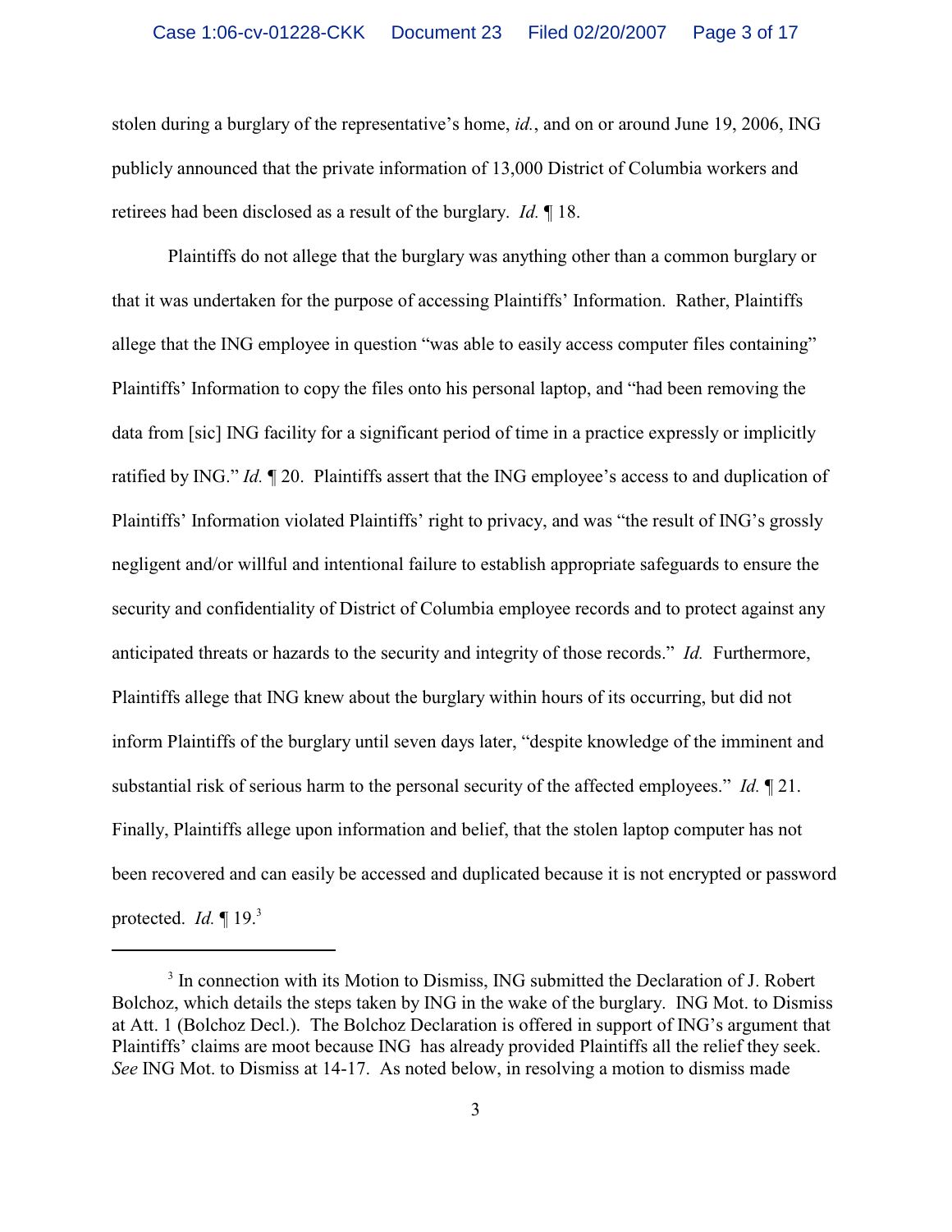stolen during a burglary of the representative's home, *id.*, and on or around June 19, 2006, ING publicly announced that the private information of 13,000 District of Columbia workers and retirees had been disclosed as a result of the burglary. *Id.* ¶ 18.

Plaintiffs do not allege that the burglary was anything other than a common burglary or that it was undertaken for the purpose of accessing Plaintiffs' Information. Rather, Plaintiffs allege that the ING employee in question "was able to easily access computer files containing" Plaintiffs' Information to copy the files onto his personal laptop, and "had been removing the data from [sic] ING facility for a significant period of time in a practice expressly or implicitly ratified by ING." *Id.* ¶ 20. Plaintiffs assert that the ING employee's access to and duplication of Plaintiffs' Information violated Plaintiffs' right to privacy, and was "the result of ING's grossly negligent and/or willful and intentional failure to establish appropriate safeguards to ensure the security and confidentiality of District of Columbia employee records and to protect against any anticipated threats or hazards to the security and integrity of those records." *Id.* Furthermore, Plaintiffs allege that ING knew about the burglary within hours of its occurring, but did not inform Plaintiffs of the burglary until seven days later, "despite knowledge of the imminent and substantial risk of serious harm to the personal security of the affected employees." *Id.* ¶ 21. Finally, Plaintiffs allege upon information and belief, that the stolen laptop computer has not been recovered and can easily be accessed and duplicated because it is not encrypted or password protected. *Id.* ¶ 19.[3]

---

[3] In connection with its Motion to Dismiss, ING submitted the Declaration of J. Robert Bolchoz, which details the steps taken by ING in the wake of the burglary. ING Mot. to Dismiss at Att. 1 (Bolchoz Decl.). The Bolchoz Declaration is offered in support of ING's argument that Plaintiffs' claims are moot because ING has already provided Plaintiffs all the relief they seek. *See* ING Mot. to Dismiss at 14-17. As noted below, in resolving a motion to dismiss made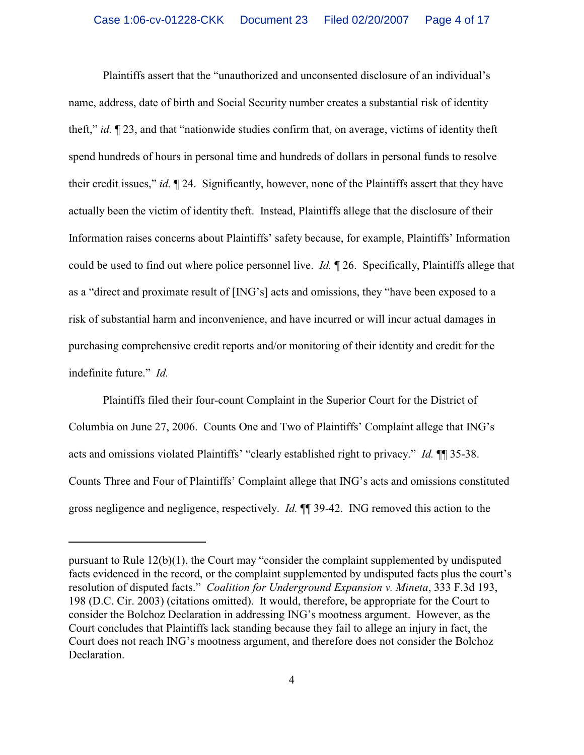Plaintiffs assert that the "unauthorized and unconsented disclosure of an individual's name, address, date of birth and Social Security number creates a substantial risk of identity theft," *id.* ¶ 23, and that "nationwide studies confirm that, on average, victims of identity theft spend hundreds of hours in personal time and hundreds of dollars in personal funds to resolve their credit issues," *id.* ¶ 24. Significantly, however, none of the Plaintiffs assert that they have actually been the victim of identity theft. Instead, Plaintiffs allege that the disclosure of their Information raises concerns about Plaintiffs' safety because, for example, Plaintiffs' Information could be used to find out where police personnel live. *Id.* ¶ 26. Specifically, Plaintiffs allege that as a "direct and proximate result of [ING's] acts and omissions, they "have been exposed to a risk of substantial harm and inconvenience, and have incurred or will incur actual damages in purchasing comprehensive credit reports and/or monitoring of their identity and credit for the indefinite future." *Id.*

Plaintiffs filed their four-count Complaint in the Superior Court for the District of Columbia on June 27, 2006. Counts One and Two of Plaintiffs' Complaint allege that ING's acts and omissions violated Plaintiffs' "clearly established right to privacy." *Id.* ¶¶ 35-38. Counts Three and Four of Plaintiffs' Complaint allege that ING's acts and omissions constituted gross negligence and negligence, respectively. *Id.* ¶¶ 39-42. ING removed this action to the

---

pursuant to Rule 12(b)(1), the Court may "consider the complaint supplemented by undisputed facts evidenced in the record, or the complaint supplemented by undisputed facts plus the court's resolution of disputed facts." *Coalition for Underground Expansion v. Mineta*, 333 F.3d 193, 198 (D.C. Cir. 2003) (citations omitted). It would, therefore, be appropriate for the Court to consider the Bolchoz Declaration in addressing ING's mootness argument. However, as the Court concludes that Plaintiffs lack standing because they fail to allege an injury in fact, the Court does not reach ING's mootness argument, and therefore does not consider the Bolchoz Declaration.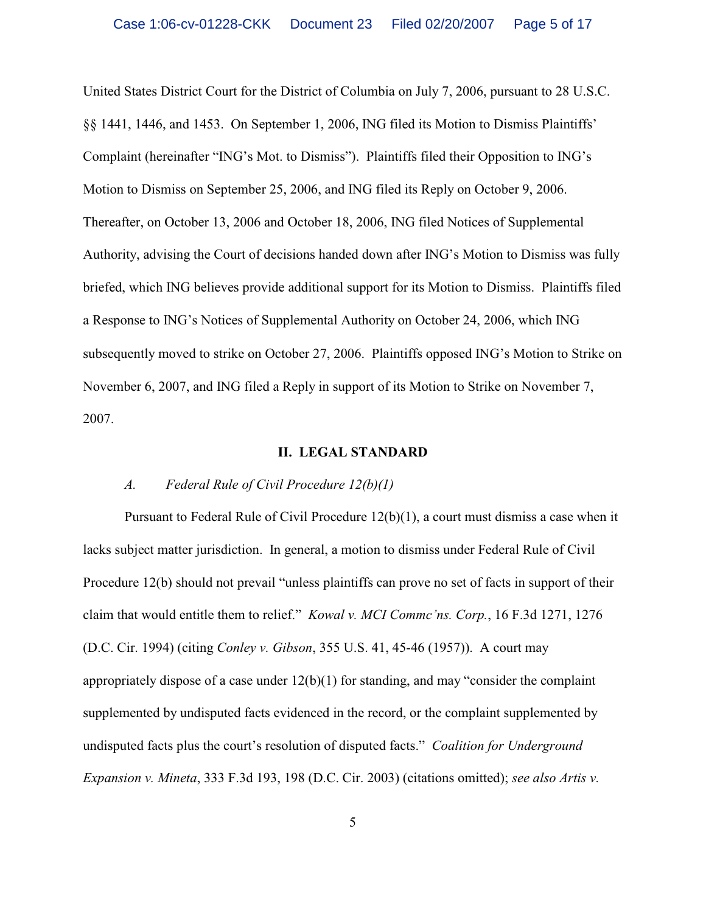United States District Court for the District of Columbia on July 7, 2006, pursuant to 28 U.S.C. §§ 1441, 1446, and 1453. On September 1, 2006, ING filed its Motion to Dismiss Plaintiffs' Complaint (hereinafter "ING's Mot. to Dismiss"). Plaintiffs filed their Opposition to ING's Motion to Dismiss on September 25, 2006, and ING filed its Reply on October 9, 2006. Thereafter, on October 13, 2006 and October 18, 2006, ING filed Notices of Supplemental Authority, advising the Court of decisions handed down after ING's Motion to Dismiss was fully briefed, which ING believes provide additional support for its Motion to Dismiss. Plaintiffs filed a Response to ING's Notices of Supplemental Authority on October 24, 2006, which ING subsequently moved to strike on October 27, 2006. Plaintiffs opposed ING's Motion to Strike on November 6, 2007, and ING filed a Reply in support of its Motion to Strike on November 7, 2007.

## II. LEGAL STANDARD

### *A. Federal Rule of Civil Procedure 12(b)(1)*

Pursuant to Federal Rule of Civil Procedure 12(b)(1), a court must dismiss a case when it lacks subject matter jurisdiction. In general, a motion to dismiss under Federal Rule of Civil Procedure 12(b) should not prevail "unless plaintiffs can prove no set of facts in support of their claim that would entitle them to relief." *Kowal v. MCI Commc'ns. Corp.*, 16 F.3d 1271, 1276 (D.C. Cir. 1994) (citing *Conley v. Gibson*, 355 U.S. 41, 45-46 (1957)). A court may appropriately dispose of a case under 12(b)(1) for standing, and may "consider the complaint supplemented by undisputed facts evidenced in the record, or the complaint supplemented by undisputed facts plus the court's resolution of disputed facts." *Coalition for Underground Expansion v. Mineta*, 333 F.3d 193, 198 (D.C. Cir. 2003) (citations omitted); *see also Artis v.*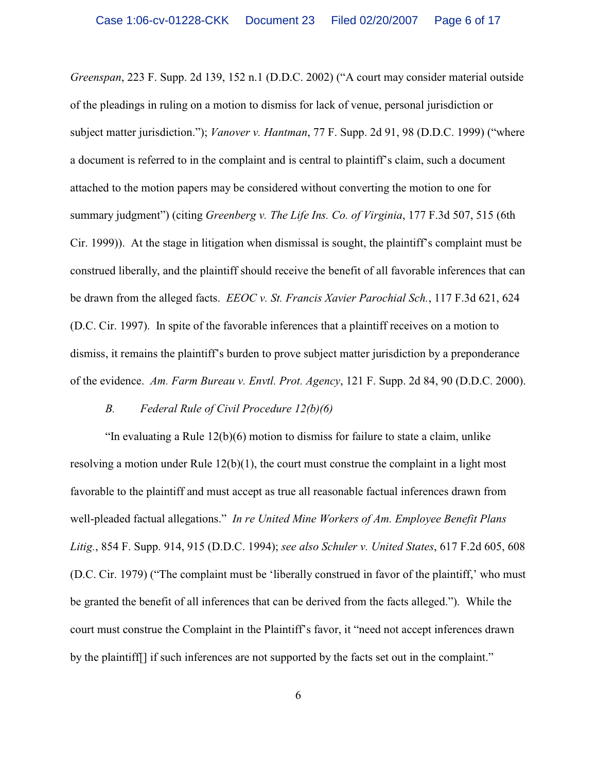*Greenspan*, 223 F. Supp. 2d 139, 152 n.1 (D.D.C. 2002) ("A court may consider material outside of the pleadings in ruling on a motion to dismiss for lack of venue, personal jurisdiction or subject matter jurisdiction."); *Vanover v. Hantman*, 77 F. Supp. 2d 91, 98 (D.D.C. 1999) ("where a document is referred to in the complaint and is central to plaintiff's claim, such a document attached to the motion papers may be considered without converting the motion to one for summary judgment") (citing *Greenberg v. The Life Ins. Co. of Virginia*, 177 F.3d 507, 515 (6th Cir. 1999)). At the stage in litigation when dismissal is sought, the plaintiff's complaint must be construed liberally, and the plaintiff should receive the benefit of all favorable inferences that can be drawn from the alleged facts. *EEOC v. St. Francis Xavier Parochial Sch.*, 117 F.3d 621, 624 (D.C. Cir. 1997). In spite of the favorable inferences that a plaintiff receives on a motion to dismiss, it remains the plaintiff's burden to prove subject matter jurisdiction by a preponderance of the evidence. *Am. Farm Bureau v. Envtl. Prot. Agency*, 121 F. Supp. 2d 84, 90 (D.D.C. 2000).

### *B. Federal Rule of Civil Procedure 12(b)(6)*

"In evaluating a Rule 12(b)(6) motion to dismiss for failure to state a claim, unlike resolving a motion under Rule 12(b)(1), the court must construe the complaint in a light most favorable to the plaintiff and must accept as true all reasonable factual inferences drawn from well-pleaded factual allegations." *In re United Mine Workers of Am. Employee Benefit Plans Litig.*, 854 F. Supp. 914, 915 (D.D.C. 1994); *see also Schuler v. United States*, 617 F.2d 605, 608 (D.C. Cir. 1979) ("The complaint must be 'liberally construed in favor of the plaintiff,' who must be granted the benefit of all inferences that can be derived from the facts alleged."). While the court must construe the Complaint in the Plaintiff's favor, it "need not accept inferences drawn by the plaintiff[] if such inferences are not supported by the facts set out in the complaint."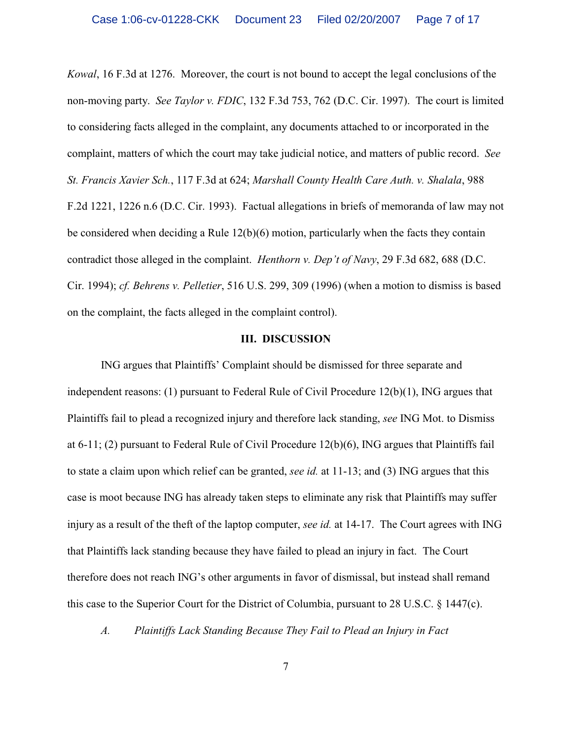*Kowal*, 16 F.3d at 1276. Moreover, the court is not bound to accept the legal conclusions of the non-moving party. *See Taylor v. FDIC*, 132 F.3d 753, 762 (D.C. Cir. 1997). The court is limited to considering facts alleged in the complaint, any documents attached to or incorporated in the complaint, matters of which the court may take judicial notice, and matters of public record. *See St. Francis Xavier Sch.*, 117 F.3d at 624; *Marshall County Health Care Auth. v. Shalala*, 988 F.2d 1221, 1226 n.6 (D.C. Cir. 1993). Factual allegations in briefs of memoranda of law may not be considered when deciding a Rule 12(b)(6) motion, particularly when the facts they contain contradict those alleged in the complaint. *Henthorn v. Dep't of Navy*, 29 F.3d 682, 688 (D.C. Cir. 1994); *cf. Behrens v. Pelletier*, 516 U.S. 299, 309 (1996) (when a motion to dismiss is based on the complaint, the facts alleged in the complaint control).

## III. DISCUSSION

ING argues that Plaintiffs' Complaint should be dismissed for three separate and independent reasons: (1) pursuant to Federal Rule of Civil Procedure 12(b)(1), ING argues that Plaintiffs fail to plead a recognized injury and therefore lack standing, *see* ING Mot. to Dismiss at 6-11; (2) pursuant to Federal Rule of Civil Procedure 12(b)(6), ING argues that Plaintiffs fail to state a claim upon which relief can be granted, *see id.* at 11-13; and (3) ING argues that this case is moot because ING has already taken steps to eliminate any risk that Plaintiffs may suffer injury as a result of the theft of the laptop computer, *see id.* at 14-17. The Court agrees with ING that Plaintiffs lack standing because they have failed to plead an injury in fact. The Court therefore does not reach ING's other arguments in favor of dismissal, but instead shall remand this case to the Superior Court for the District of Columbia, pursuant to 28 U.S.C. § 1447(c).

### *A. Plaintiffs Lack Standing Because They Fail to Plead an Injury in Fact*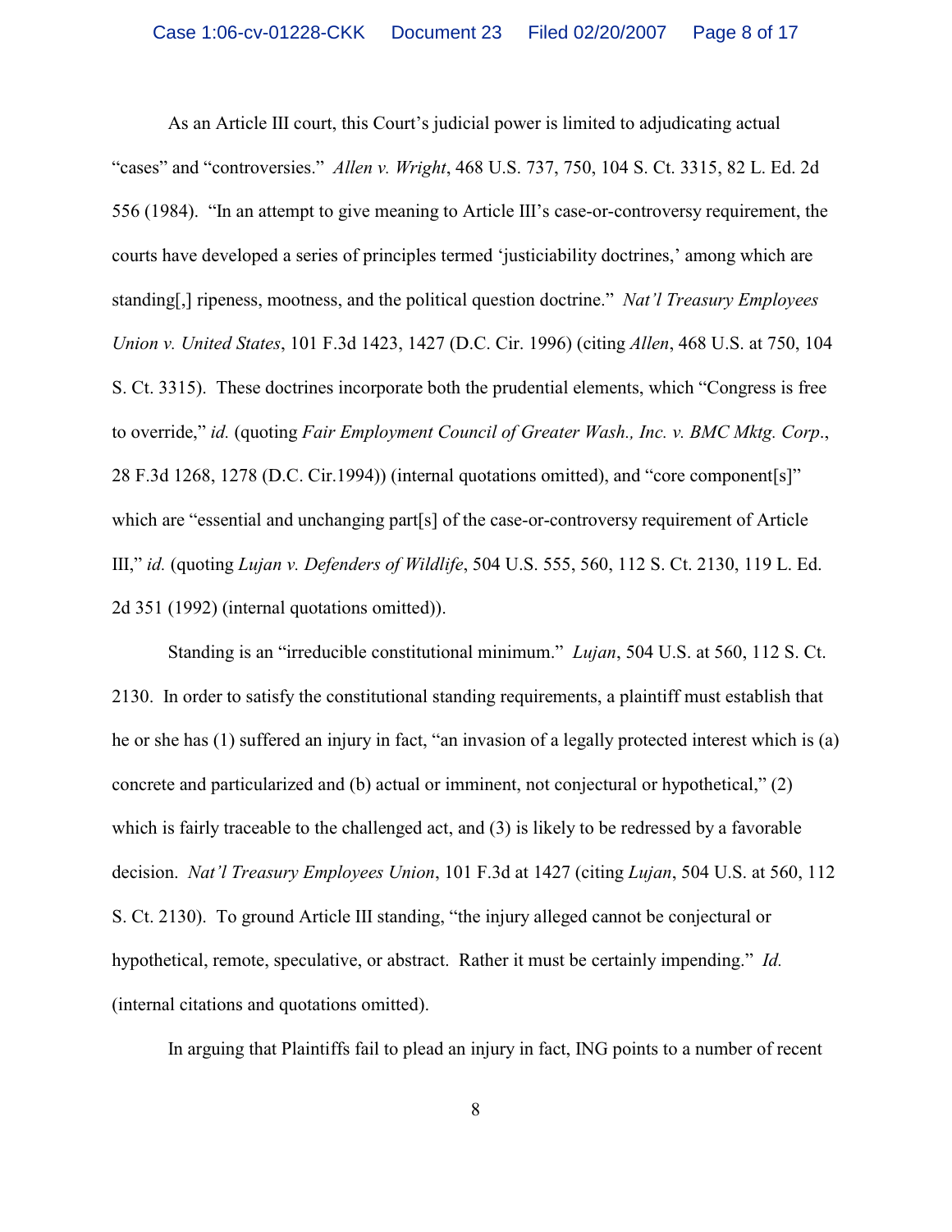As an Article III court, this Court's judicial power is limited to adjudicating actual "cases" and "controversies." *Allen v. Wright*, 468 U.S. 737, 750, 104 S. Ct. 3315, 82 L. Ed. 2d 556 (1984). "In an attempt to give meaning to Article III's case-or-controversy requirement, the courts have developed a series of principles termed 'justiciability doctrines,' among which are standing[,] ripeness, mootness, and the political question doctrine." *Nat'l Treasury Employees Union v. United States*, 101 F.3d 1423, 1427 (D.C. Cir. 1996) (citing *Allen*, 468 U.S. at 750, 104 S. Ct. 3315). These doctrines incorporate both the prudential elements, which "Congress is free to override," *id.* (quoting *Fair Employment Council of Greater Wash., Inc. v. BMC Mktg. Corp.*, 28 F.3d 1268, 1278 (D.C. Cir.1994)) (internal quotations omitted), and "core component[s]" which are "essential and unchanging part[s] of the case-or-controversy requirement of Article III," *id.* (quoting *Lujan v. Defenders of Wildlife*, 504 U.S. 555, 560, 112 S. Ct. 2130, 119 L. Ed. 2d 351 (1992) (internal quotations omitted)).

Standing is an "irreducible constitutional minimum." *Lujan*, 504 U.S. at 560, 112 S. Ct. 2130. In order to satisfy the constitutional standing requirements, a plaintiff must establish that he or she has (1) suffered an injury in fact, "an invasion of a legally protected interest which is (a) concrete and particularized and (b) actual or imminent, not conjectural or hypothetical," (2) which is fairly traceable to the challenged act, and (3) is likely to be redressed by a favorable decision. *Nat'l Treasury Employees Union*, 101 F.3d at 1427 (citing *Lujan*, 504 U.S. at 560, 112 S. Ct. 2130). To ground Article III standing, "the injury alleged cannot be conjectural or hypothetical, remote, speculative, or abstract. Rather it must be certainly impending." *Id.* (internal citations and quotations omitted).

In arguing that Plaintiffs fail to plead an injury in fact, ING points to a number of recent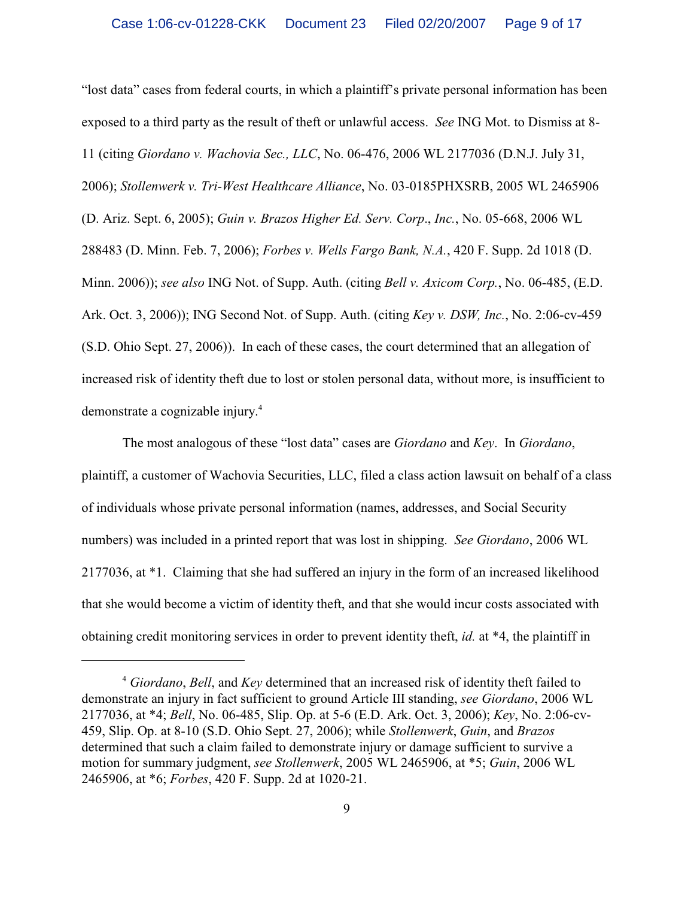"lost data" cases from federal courts, in which a plaintiff's private personal information has been exposed to a third party as the result of theft or unlawful access. *See* ING Mot. to Dismiss at 8-11 (citing *Giordano v. Wachovia Sec., LLC*, No. 06-476, 2006 WL 2177036 (D.N.J. July 31, 2006); *Stollenwerk v. Tri-West Healthcare Alliance*, No. 03-0185PHXSRB, 2005 WL 2465906 (D. Ariz. Sept. 6, 2005); *Guin v. Brazos Higher Ed. Serv. Corp., Inc.*, No. 05-668, 2006 WL 288483 (D. Minn. Feb. 7, 2006); *Forbes v. Wells Fargo Bank, N.A.*, 420 F. Supp. 2d 1018 (D. Minn. 2006)); *see also* ING Not. of Supp. Auth. (citing *Bell v. Axicom Corp.*, No. 06-485, (E.D. Ark. Oct. 3, 2006)); ING Second Not. of Supp. Auth. (citing *Key v. DSW, Inc.*, No. 2:06-cv-459 (S.D. Ohio Sept. 27, 2006)). In each of these cases, the court determined that an allegation of increased risk of identity theft due to lost or stolen personal data, without more, is insufficient to demonstrate a cognizable injury.[4]

The most analogous of these "lost data" cases are *Giordano* and *Key*. In *Giordano*, plaintiff, a customer of Wachovia Securities, LLC, filed a class action lawsuit on behalf of a class of individuals whose private personal information (names, addresses, and Social Security numbers) was included in a printed report that was lost in shipping. *See Giordano*, 2006 WL 2177036, at \*1. Claiming that she had suffered an injury in the form of an increased likelihood that she would become a victim of identity theft, and that she would incur costs associated with obtaining credit monitoring services in order to prevent identity theft, *id.* at \*4, the plaintiff in

---

[4] *Giordano*, *Bell*, and *Key* determined that an increased risk of identity theft failed to demonstrate an injury in fact sufficient to ground Article III standing, *see Giordano*, 2006 WL 2177036, at \*4; *Bell*, No. 06-485, Slip. Op. at 5-6 (E.D. Ark. Oct. 3, 2006); *Key*, No. 2:06-cv-459, Slip. Op. at 8-10 (S.D. Ohio Sept. 27, 2006); while *Stollenwerk*, *Guin*, and *Brazos* determined that such a claim failed to demonstrate injury or damage sufficient to survive a motion for summary judgment, *see Stollenwerk*, 2005 WL 2465906, at \*5; *Guin*, 2006 WL 2465906, at \*6; *Forbes*, 420 F. Supp. 2d at 1020-21.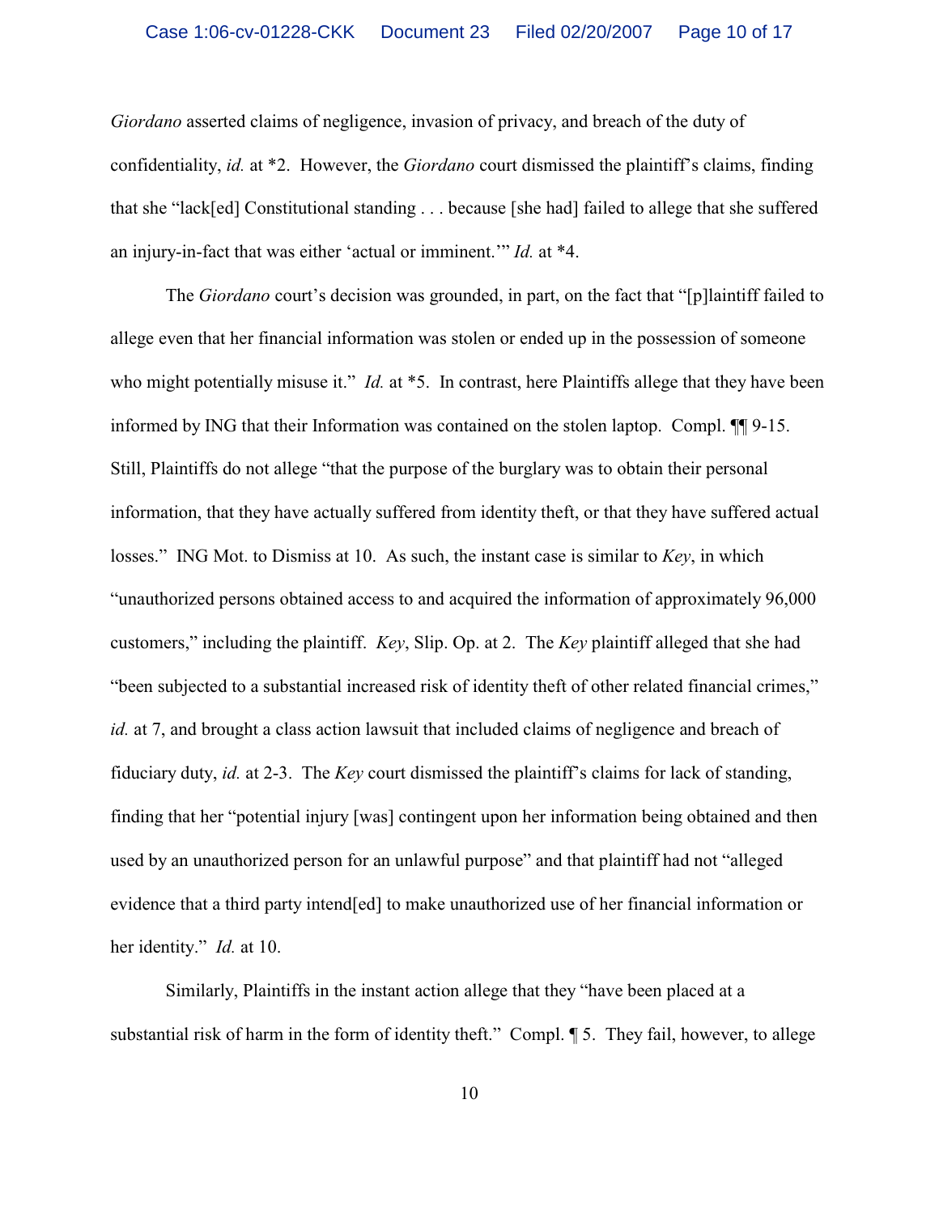*Giordano* asserted claims of negligence, invasion of privacy, and breach of the duty of confidentiality, *id.* at *2. However, the *Giordano* court dismissed the plaintiff's claims, finding that she "lack[ed] Constitutional standing . . . because [she had] failed to allege that she suffered an injury-in-fact that was either 'actual or imminent.'" *Id.* at *4.

The *Giordano* court's decision was grounded, in part, on the fact that "[p]laintiff failed to allege even that her financial information was stolen or ended up in the possession of someone who might potentially misuse it." *Id.* at *5. In contrast, here Plaintiffs allege that they have been informed by ING that their Information was contained on the stolen laptop. Compl. ¶¶ 9-15. Still, Plaintiffs do not allege "that the purpose of the burglary was to obtain their personal information, that they have actually suffered from identity theft, or that they have suffered actual losses." ING Mot. to Dismiss at 10. As such, the instant case is similar to *Key*, in which "unauthorized persons obtained access to and acquired the information of approximately 96,000 customers," including the plaintiff. *Key*, Slip. Op. at 2. The *Key* plaintiff alleged that she had "been subjected to a substantial increased risk of identity theft of other related financial crimes," *id.* at 7, and brought a class action lawsuit that included claims of negligence and breach of fiduciary duty, *id.* at 2-3. The *Key* court dismissed the plaintiff's claims for lack of standing, finding that her "potential injury [was] contingent upon her information being obtained and then used by an unauthorized person for an unlawful purpose" and that plaintiff had not "alleged evidence that a third party intend[ed] to make unauthorized use of her financial information or her identity." *Id.* at 10.

Similarly, Plaintiffs in the instant action allege that they "have been placed at a substantial risk of harm in the form of identity theft." Compl. ¶ 5. They fail, however, to allege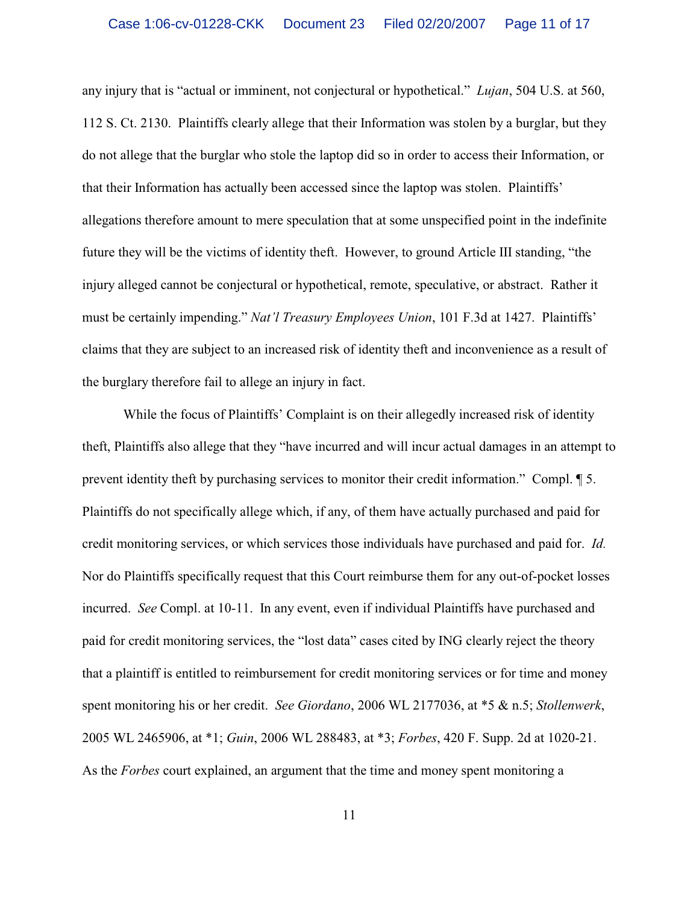any injury that is "actual or imminent, not conjectural or hypothetical." *Lujan*, 504 U.S. at 560, 112 S. Ct. 2130. Plaintiffs clearly allege that their Information was stolen by a burglar, but they do not allege that the burglar who stole the laptop did so in order to access their Information, or that their Information has actually been accessed since the laptop was stolen. Plaintiffs' allegations therefore amount to mere speculation that at some unspecified point in the indefinite future they will be the victims of identity theft. However, to ground Article III standing, "the injury alleged cannot be conjectural or hypothetical, remote, speculative, or abstract. Rather it must be certainly impending." *Nat'l Treasury Employees Union*, 101 F.3d at 1427. Plaintiffs' claims that they are subject to an increased risk of identity theft and inconvenience as a result of the burglary therefore fail to allege an injury in fact.

While the focus of Plaintiffs' Complaint is on their allegedly increased risk of identity theft, Plaintiffs also allege that they "have incurred and will incur actual damages in an attempt to prevent identity theft by purchasing services to monitor their credit information." Compl. ¶ 5. Plaintiffs do not specifically allege which, if any, of them have actually purchased and paid for credit monitoring services, or which services those individuals have purchased and paid for. *Id.* Nor do Plaintiffs specifically request that this Court reimburse them for any out-of-pocket losses incurred. *See* Compl. at 10-11. In any event, even if individual Plaintiffs have purchased and paid for credit monitoring services, the "lost data" cases cited by ING clearly reject the theory that a plaintiff is entitled to reimbursement for credit monitoring services or for time and money spent monitoring his or her credit. *See Giordano*, 2006 WL 2177036, at *5 & n.5; *Stollenwerk*, 2005 WL 2465906, at *1; *Guin*, 2006 WL 288483, at *3; *Forbes*, 420 F. Supp. 2d at 1020-21. As the *Forbes* court explained, an argument that the time and money spent monitoring a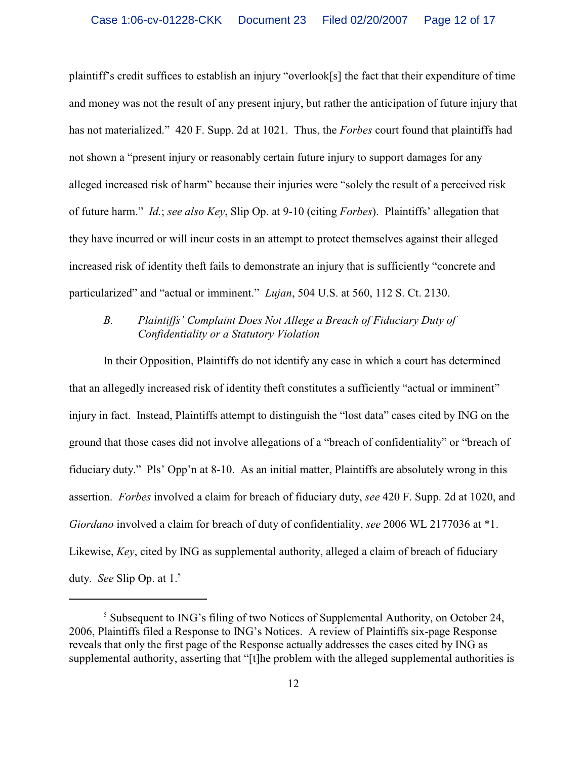plaintiff's credit suffices to establish an injury "overlook[s] the fact that their expenditure of time and money was not the result of any present injury, but rather the anticipation of future injury that has not materialized." 420 F. Supp. 2d at 1021. Thus, the *Forbes* court found that plaintiffs had not shown a "present injury or reasonably certain future injury to support damages for any alleged increased risk of harm" because their injuries were "solely the result of a perceived risk of future harm." *Id.*; *see also Key*, Slip Op. at 9-10 (citing *Forbes*). Plaintiffs' allegation that they have incurred or will incur costs in an attempt to protect themselves against their alleged increased risk of identity theft fails to demonstrate an injury that is sufficiently "concrete and particularized" and "actual or imminent." *Lujan*, 504 U.S. at 560, 112 S. Ct. 2130.

*B. Plaintiffs' Complaint Does Not Allege a Breach of Fiduciary Duty of Confidentiality or a Statutory Violation*

In their Opposition, Plaintiffs do not identify any case in which a court has determined that an allegedly increased risk of identity theft constitutes a sufficiently "actual or imminent" injury in fact. Instead, Plaintiffs attempt to distinguish the "lost data" cases cited by ING on the ground that those cases did not involve allegations of a "breach of confidentiality" or "breach of fiduciary duty." Pls' Opp'n at 8-10. As an initial matter, Plaintiffs are absolutely wrong in this assertion. *Forbes* involved a claim for breach of fiduciary duty, *see* 420 F. Supp. 2d at 1020, and *Giordano* involved a claim for breach of duty of confidentiality, *see* 2006 WL 2177036 at *1. Likewise, *Key*, cited by ING as supplemental authority, alleged a claim of breach of fiduciary duty. *See* Slip Op. at 1.[5]

---

[5] Subsequent to ING's filing of two Notices of Supplemental Authority, on October 24, 2006, Plaintiffs filed a Response to ING's Notices. A review of Plaintiffs six-page Response reveals that only the first page of the Response actually addresses the cases cited by ING as supplemental authority, asserting that "[t]he problem with the alleged supplemental authorities is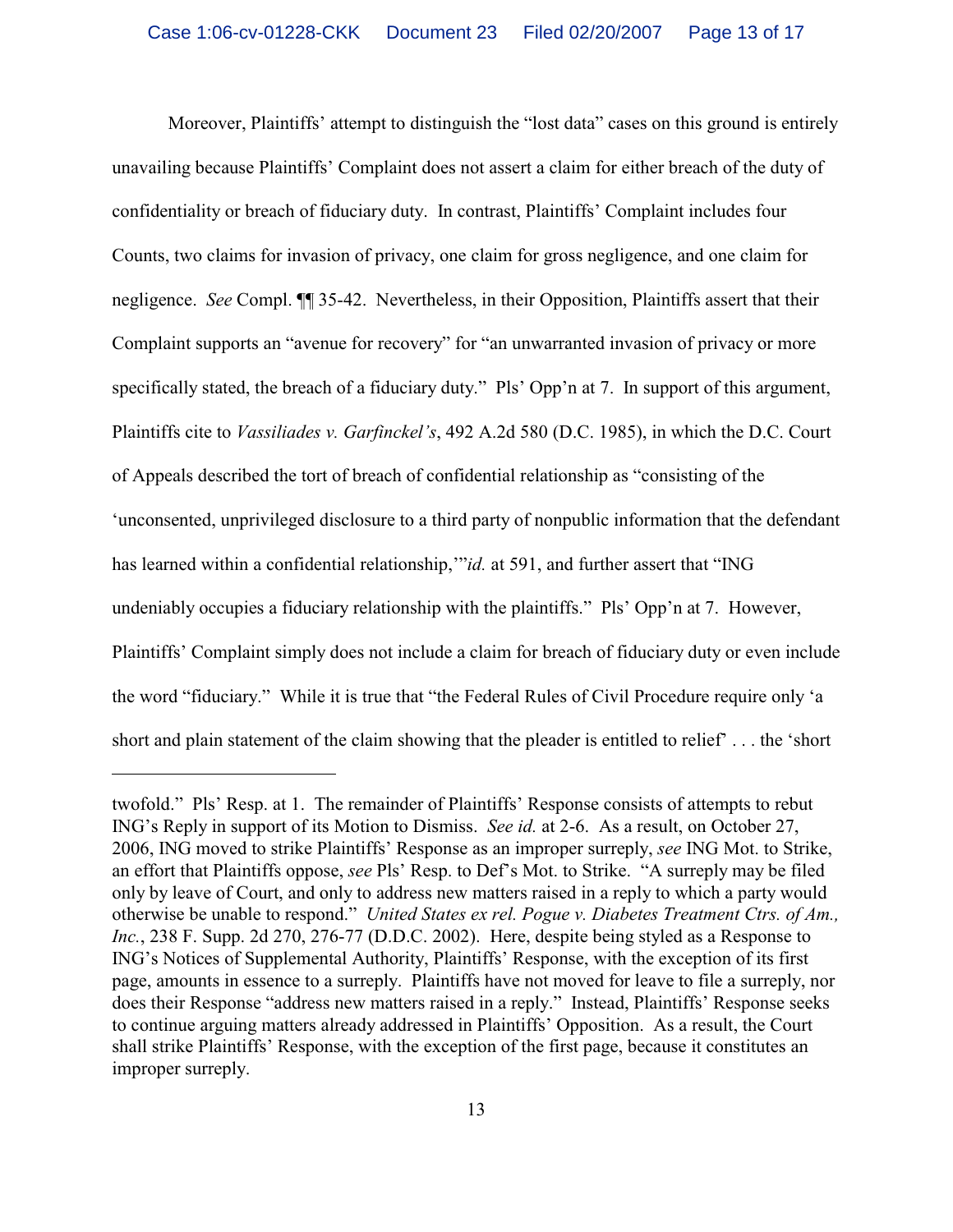Moreover, Plaintiffs' attempt to distinguish the "lost data" cases on this ground is entirely unavailing because Plaintiffs' Complaint does not assert a claim for either breach of the duty of confidentiality or breach of fiduciary duty. In contrast, Plaintiffs' Complaint includes four Counts, two claims for invasion of privacy, one claim for gross negligence, and one claim for negligence. *See* Compl. ¶¶ 35-42. Nevertheless, in their Opposition, Plaintiffs assert that their Complaint supports an "avenue for recovery" for "an unwarranted invasion of privacy or more specifically stated, the breach of a fiduciary duty." Pls' Opp'n at 7. In support of this argument, Plaintiffs cite to *Vassiliades v. Garfinckel's*, 492 A.2d 580 (D.C. 1985), in which the D.C. Court of Appeals described the tort of breach of confidential relationship as "consisting of the 'unconsented, unprivileged disclosure to a third party of nonpublic information that the defendant has learned within a confidential relationship,'" *id.* at 591, and further assert that "ING undeniably occupies a fiduciary relationship with the plaintiffs." Pls' Opp'n at 7. However, Plaintiffs' Complaint simply does not include a claim for breach of fiduciary duty or even include the word "fiduciary." While it is true that "the Federal Rules of Civil Procedure require only 'a short and plain statement of the claim showing that the pleader is entitled to relief' . . . the 'short

---

twofold." Pls' Resp. at 1. The remainder of Plaintiffs' Response consists of attempts to rebut ING's Reply in support of its Motion to Dismiss. *See id.* at 2-6. As a result, on October 27, 2006, ING moved to strike Plaintiffs' Response as an improper surreply, *see* ING Mot. to Strike, an effort that Plaintiffs oppose, *see* Pls' Resp. to Def's Mot. to Strike. "A surreply may be filed only by leave of Court, and only to address new matters raised in a reply to which a party would otherwise be unable to respond." *United States ex rel. Pogue v. Diabetes Treatment Ctrs. of Am., Inc.*, 238 F. Supp. 2d 270, 276-77 (D.D.C. 2002). Here, despite being styled as a Response to ING's Notices of Supplemental Authority, Plaintiffs' Response, with the exception of its first page, amounts in essence to a surreply. Plaintiffs have not moved for leave to file a surreply, nor does their Response "address new matters raised in a reply." Instead, Plaintiffs' Response seeks to continue arguing matters already addressed in Plaintiffs' Opposition. As a result, the Court shall strike Plaintiffs' Response, with the exception of the first page, because it constitutes an improper surreply.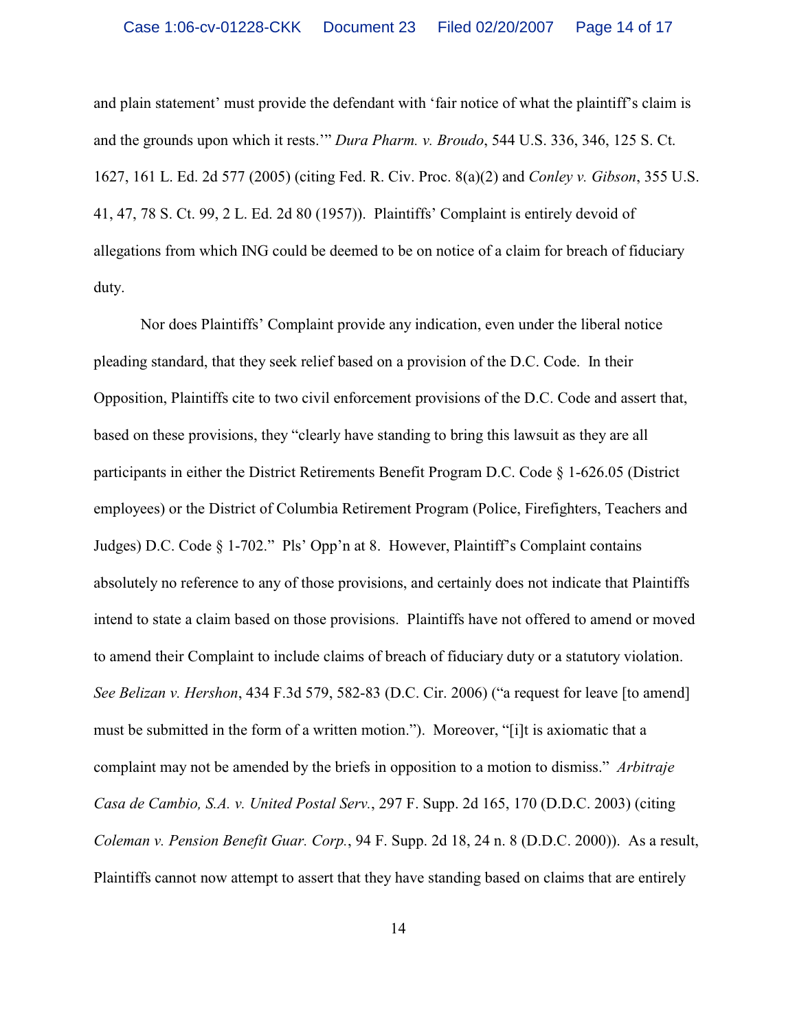and plain statement' must provide the defendant with 'fair notice of what the plaintiff's claim is and the grounds upon which it rests.'" *Dura Pharm. v. Broudo*, 544 U.S. 336, 346, 125 S. Ct. 1627, 161 L. Ed. 2d 577 (2005) (citing Fed. R. Civ. Proc. 8(a)(2) and *Conley v. Gibson*, 355 U.S. 41, 47, 78 S. Ct. 99, 2 L. Ed. 2d 80 (1957)). Plaintiffs' Complaint is entirely devoid of allegations from which ING could be deemed to be on notice of a claim for breach of fiduciary duty.

Nor does Plaintiffs' Complaint provide any indication, even under the liberal notice pleading standard, that they seek relief based on a provision of the D.C. Code. In their Opposition, Plaintiffs cite to two civil enforcement provisions of the D.C. Code and assert that, based on these provisions, they "clearly have standing to bring this lawsuit as they are all participants in either the District Retirements Benefit Program D.C. Code § 1-626.05 (District employees) or the District of Columbia Retirement Program (Police, Firefighters, Teachers and Judges) D.C. Code § 1-702." Pls' Opp'n at 8. However, Plaintiff's Complaint contains absolutely no reference to any of those provisions, and certainly does not indicate that Plaintiffs intend to state a claim based on those provisions. Plaintiffs have not offered to amend or moved to amend their Complaint to include claims of breach of fiduciary duty or a statutory violation. *See Belizan v. Hershon*, 434 F.3d 579, 582-83 (D.C. Cir. 2006) ("a request for leave [to amend] must be submitted in the form of a written motion."). Moreover, "[i]t is axiomatic that a complaint may not be amended by the briefs in opposition to a motion to dismiss." *Arbitraje Casa de Cambio, S.A. v. United Postal Serv.*, 297 F. Supp. 2d 165, 170 (D.D.C. 2003) (citing *Coleman v. Pension Benefit Guar. Corp.*, 94 F. Supp. 2d 18, 24 n. 8 (D.D.C. 2000)). As a result, Plaintiffs cannot now attempt to assert that they have standing based on claims that are entirely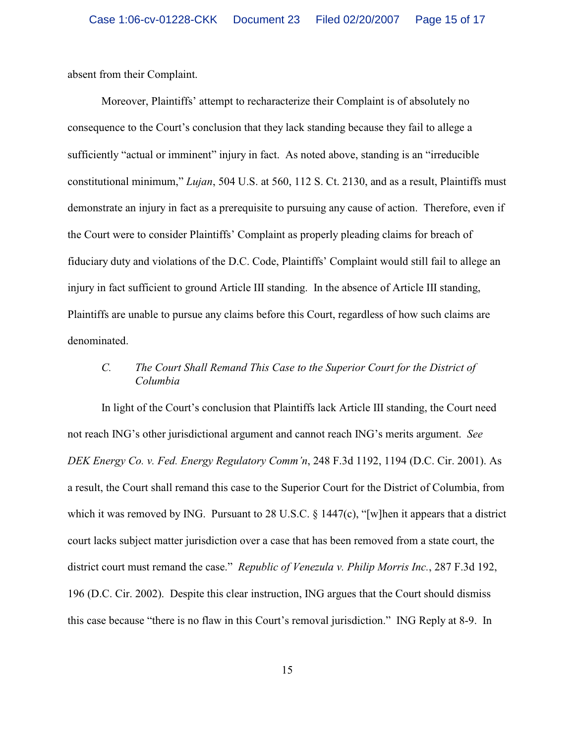absent from their Complaint.

Moreover, Plaintiffs' attempt to recharacterize their Complaint is of absolutely no consequence to the Court's conclusion that they lack standing because they fail to allege a sufficiently "actual or imminent" injury in fact. As noted above, standing is an "irreducible constitutional minimum," *Lujan*, 504 U.S. at 560, 112 S. Ct. 2130, and as a result, Plaintiffs must demonstrate an injury in fact as a prerequisite to pursuing any cause of action. Therefore, even if the Court were to consider Plaintiffs' Complaint as properly pleading claims for breach of fiduciary duty and violations of the D.C. Code, Plaintiffs' Complaint would still fail to allege an injury in fact sufficient to ground Article III standing. In the absence of Article III standing, Plaintiffs are unable to pursue any claims before this Court, regardless of how such claims are denominated.

### *C. The Court Shall Remand This Case to the Superior Court for the District of Columbia*

In light of the Court's conclusion that Plaintiffs lack Article III standing, the Court need not reach ING's other jurisdictional argument and cannot reach ING's merits argument. *See DEK Energy Co. v. Fed. Energy Regulatory Comm'n*, 248 F.3d 1192, 1194 (D.C. Cir. 2001). As a result, the Court shall remand this case to the Superior Court for the District of Columbia, from which it was removed by ING. Pursuant to 28 U.S.C. § 1447(c), "[w]hen it appears that a district court lacks subject matter jurisdiction over a case that has been removed from a state court, the district court must remand the case." *Republic of Venezula v. Philip Morris Inc.*, 287 F.3d 192, 196 (D.C. Cir. 2002). Despite this clear instruction, ING argues that the Court should dismiss this case because "there is no flaw in this Court's removal jurisdiction." ING Reply at 8-9. In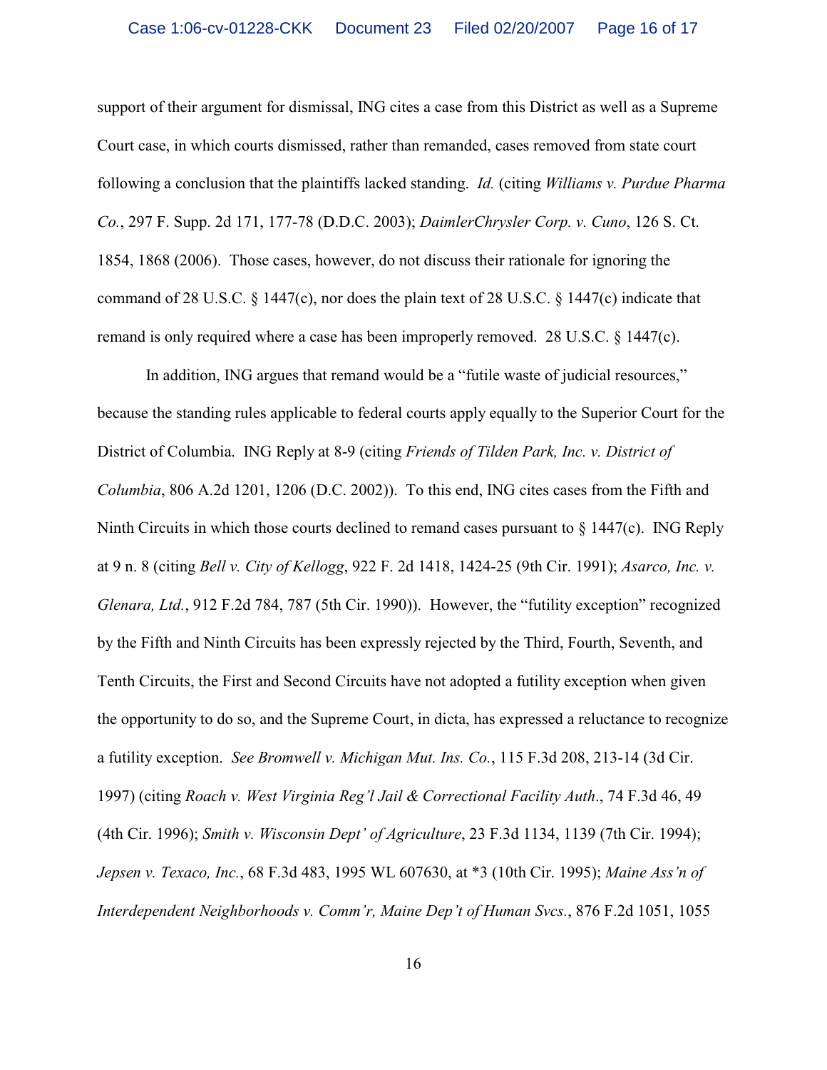support of their argument for dismissal, ING cites a case from this District as well as a Supreme Court case, in which courts dismissed, rather than remanded, cases removed from state court following a conclusion that the plaintiffs lacked standing. *Id.* (citing *Williams v. Purdue Pharma Co.*, 297 F. Supp. 2d 171, 177-78 (D.D.C. 2003); *DaimlerChrysler Corp. v. Cuno*, 126 S. Ct. 1854, 1868 (2006). Those cases, however, do not discuss their rationale for ignoring the command of 28 U.S.C. § 1447(c), nor does the plain text of 28 U.S.C. § 1447(c) indicate that remand is only required where a case has been improperly removed. 28 U.S.C. § 1447(c).

In addition, ING argues that remand would be a "futile waste of judicial resources," because the standing rules applicable to federal courts apply equally to the Superior Court for the District of Columbia. ING Reply at 8-9 (citing *Friends of Tilden Park, Inc. v. District of Columbia*, 806 A.2d 1201, 1206 (D.C. 2002)). To this end, ING cites cases from the Fifth and Ninth Circuits in which those courts declined to remand cases pursuant to § 1447(c). ING Reply at 9 n. 8 (citing *Bell v. City of Kellogg*, 922 F. 2d 1418, 1424-25 (9th Cir. 1991); *Asarco, Inc. v. Glenara, Ltd.*, 912 F.2d 784, 787 (5th Cir. 1990)). However, the "futility exception" recognized by the Fifth and Ninth Circuits has been expressly rejected by the Third, Fourth, Seventh, and Tenth Circuits, the First and Second Circuits have not adopted a futility exception when given the opportunity to do so, and the Supreme Court, in dicta, has expressed a reluctance to recognize a futility exception. *See Bromwell v. Michigan Mut. Ins. Co.*, 115 F.3d 208, 213-14 (3d Cir. 1997) (citing *Roach v. West Virginia Reg'l Jail & Correctional Facility Auth*., 74 F.3d 46, 49 (4th Cir. 1996); *Smith v. Wisconsin Dept' of Agriculture*, 23 F.3d 1134, 1139 (7th Cir. 1994); *Jepsen v. Texaco, Inc.*, 68 F.3d 483, 1995 WL 607630, at *3 (10th Cir. 1995); *Maine Ass'n of Interdependent Neighborhoods v. Comm'r, Maine Dep't of Human Svcs.*, 876 F.2d 1051, 1055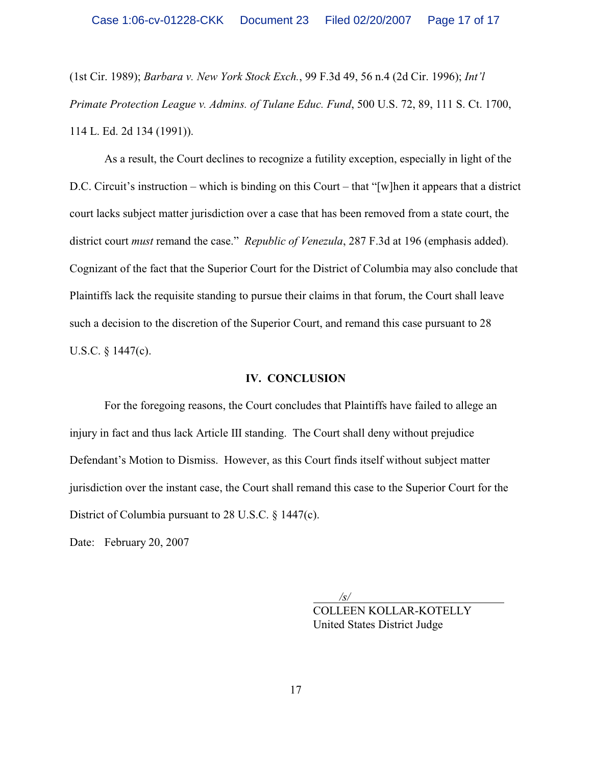(1st Cir. 1989); *Barbara v. New York Stock Exch.*, 99 F.3d 49, 56 n.4 (2d Cir. 1996); *Int'l Primate Protection League v. Admins. of Tulane Educ. Fund*, 500 U.S. 72, 89, 111 S. Ct. 1700, 114 L. Ed. 2d 134 (1991)).

As a result, the Court declines to recognize a futility exception, especially in light of the D.C. Circuit's instruction – which is binding on this Court – that "[w]hen it appears that a district court lacks subject matter jurisdiction over a case that has been removed from a state court, the district court *must* remand the case." *Republic of Venezula*, 287 F.3d at 196 (emphasis added). Cognizant of the fact that the Superior Court for the District of Columbia may also conclude that Plaintiffs lack the requisite standing to pursue their claims in that forum, the Court shall leave such a decision to the discretion of the Superior Court, and remand this case pursuant to 28 U.S.C. § 1447(c).

## IV. CONCLUSION

For the foregoing reasons, the Court concludes that Plaintiffs have failed to allege an injury in fact and thus lack Article III standing. The Court shall deny without prejudice Defendant's Motion to Dismiss. However, as this Court finds itself without subject matter jurisdiction over the instant case, the Court shall remand this case to the Superior Court for the District of Columbia pursuant to 28 U.S.C. § 1447(c).

Date: February 20, 2007

/s/
COLLEEN KOLLAR-KOTELLY
United States District Judge